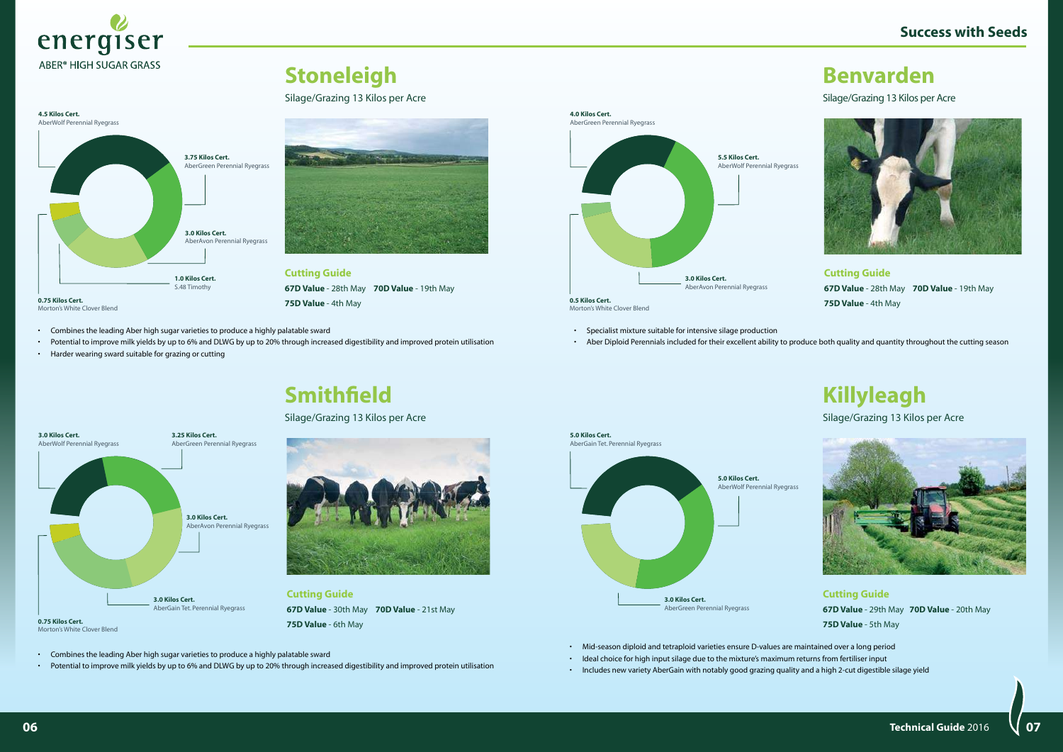energiser
ABER® HIGH SUGAR GRASS

## Success with Seeds

# Stoneleigh

Silage/Grazing 13 Kilos per Acre

- **4.5 Kilos Cert.** AberWolf Perennial Ryegrass
- **3.75 Kilos Cert.** AberGreen Perennial Ryegrass
- **3.0 Kilos Cert.** AberAvon Perennial Ryegrass
- **1.0 Kilos Cert.** S.48 Timothy
- **0.75 Kilos Cert.** Morton's White Clover Blend

### Cutting Guide

**67D Value** - 28th May **70D Value** - 19th May
**75D Value** - 4th May

- Combines the leading Aber high sugar varieties to produce a highly palatable sward
- Potential to improve milk yields by up to 6% and DLWG by up to 20% through increased digestibility and improved protein utilisation
- Harder wearing sward suitable for grazing or cutting

# Benvarden

Silage/Grazing 13 Kilos per Acre

- **4.0 Kilos Cert.** AberGreen Perennial Ryegrass
- **5.5 Kilos Cert.** AberWolf Perennial Ryegrass
- **3.0 Kilos Cert.** AberAvon Perennial Ryegrass
- **0.5 Kilos Cert.** Morton's White Clover Blend

### Cutting Guide

**67D Value** - 28th May **70D Value** - 19th May
**75D Value** - 4th May

- Specialist mixture suitable for intensive silage production
- Aber Diploid Perennials included for their excellent ability to produce both quality and quantity throughout the cutting season

# Smithfield

Silage/Grazing 13 Kilos per Acre

- **3.0 Kilos Cert.** AberWolf Perennial Ryegrass
- **3.25 Kilos Cert.** AberGreen Perennial Ryegrass
- **3.0 Kilos Cert.** AberAvon Perennial Ryegrass
- **3.0 Kilos Cert.** AberGain Tet. Perennial Ryegrass
- **0.75 Kilos Cert.** Morton's White Clover Blend

### Cutting Guide

**67D Value** - 30th May **70D Value** - 21st May
**75D Value** - 6th May

- Combines the leading Aber high sugar varieties to produce a highly palatable sward
- Potential to improve milk yields by up to 6% and DLWG by up to 20% through increased digestibility and improved protein utilisation

# Killyleagh

Silage/Grazing 13 Kilos per Acre

- **5.0 Kilos Cert.** AberGain Tet. Perennial Ryegrass
- **5.0 Kilos Cert.** AberWolf Perennial Ryegrass
- **3.0 Kilos Cert.** AberGreen Perennial Ryegrass

### Cutting Guide

**67D Value** - 29th May **70D Value** - 20th May
**75D Value** - 5th May

- Mid-season diploid and tetraploid varieties ensure D-values are maintained over a long period
- Ideal choice for high input silage due to the mixture's maximum returns from fertiliser input
- Includes new variety AberGain with notably good grazing quality and a high 2-cut digestible silage yield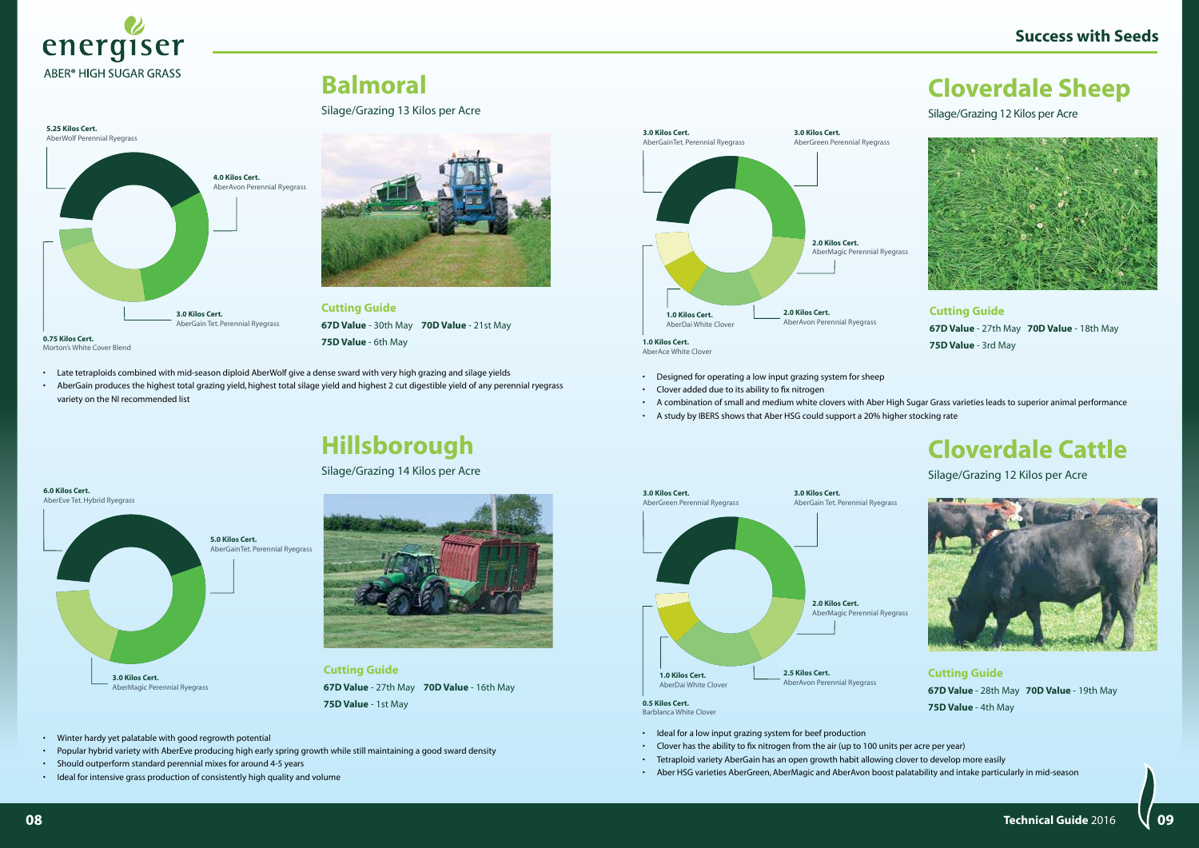## Balmoral

Silage/Grazing 13 Kilos per Acre

- **5.25 Kilos Cert.** AberWolf Perennial Ryegrass
- **4.0 Kilos Cert.** AberAvon Perennial Ryegrass
- **3.0 Kilos Cert.** AberGain Tet. Perennial Ryegrass
- **0.75 Kilos Cert.** Morton's White Cover Blend

**Cutting Guide**

**67D Value** - 30th May **70D Value** - 21st May

**75D Value** - 6th May

- Late tetraploids combined with mid-season diploid AberWolf give a dense sward with very high grazing and silage yields
- AberGain produces the highest total grazing yield, highest total silage yield and highest 2 cut digestible yield of any perennial ryegrass variety on the NI recommended list

## Hillsborough

Silage/Grazing 14 Kilos per Acre

- **6.0 Kilos Cert.** AberEve Tet. Hybrid Ryegrass
- **5.0 Kilos Cert.** AberGainTet. Perennial Ryegrass
- **3.0 Kilos Cert.** AberMagic Perennial Ryegrass

**Cutting Guide**

**67D Value** - 27th May **70D Value** - 16th May

**75D Value** - 1st May

- Winter hardy yet palatable with good regrowth potential
- Popular hybrid variety with AberEve producing high early spring growth while still maintaining a good sward density
- Should outperform standard perennial mixes for around 4-5 years
- Ideal for intensive grass production of consistently high quality and volume

## Cloverdale Sheep

Silage/Grazing 12 Kilos per Acre

- **3.0 Kilos Cert.** AberGainTet. Perennial Ryegrass
- **3.0 Kilos Cert.** AberGreen Perennial Ryegrass
- **2.0 Kilos Cert.** AberMagic Perennial Ryegrass
- **2.0 Kilos Cert.** AberAvon Perennial Ryegrass
- **1.0 Kilos Cert.** AberDai White Clover
- **1.0 Kilos Cert.** AberAce White Clover

**Cutting Guide**

**67D Value** - 27th May **70D Value** - 18th May

**75D Value** - 3rd May

- Designed for operating a low input grazing system for sheep
- Clover added due to its ability to fix nitrogen
- A combination of small and medium white clovers with Aber High Sugar Grass varieties leads to superior animal performance
- A study by IBERS shows that Aber HSG could support a 20% higher stocking rate

## Cloverdale Cattle

Silage/Grazing 12 Kilos per Acre

- **3.0 Kilos Cert.** AberGreen Perennial Ryegrass
- **3.0 Kilos Cert.** AberGain Tet. Perennial Ryegrass
- **2.0 Kilos Cert.** AberMagic Perennial Ryegrass
- **2.5 Kilos Cert.** AberAvon Perennial Ryegrass
- **1.0 Kilos Cert.** AberDai White Clover
- **0.5 Kilos Cert.** Barblanca White Clover

**Cutting Guide**

**67D Value** - 28th May **70D Value** - 19th May

**75D Value** - 4th May

- Ideal for a low input grazing system for beef production
- Clover has the ability to fix nitrogen from the air (up to 100 units per acre per year)
- Tetraploid variety AberGain has an open growth habit allowing clover to develop more easily
- Aber HSG varieties AberGreen, AberMagic and AberAvon boost palatability and intake particularly in mid-season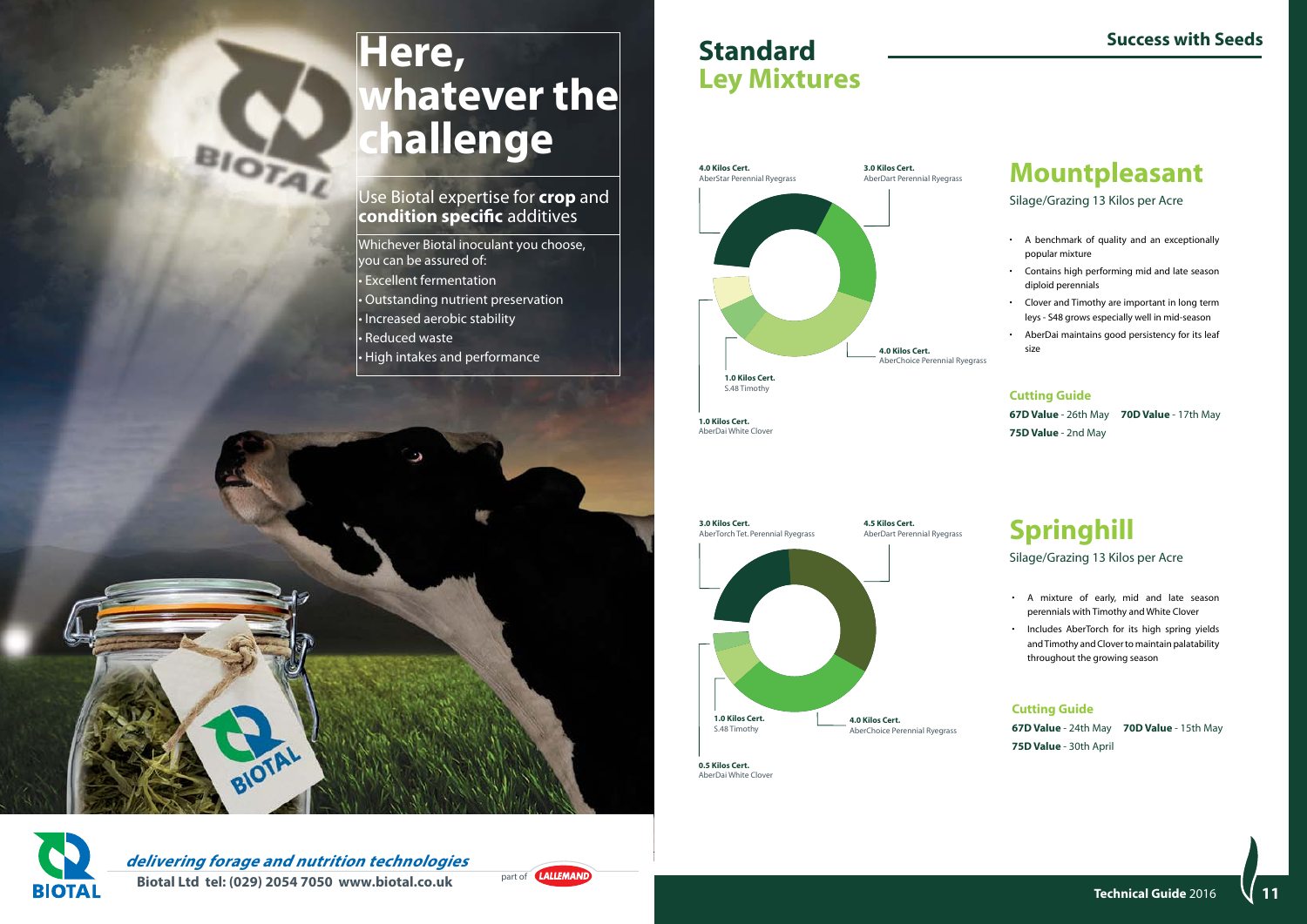# Here, whatever the challenge

Use Biotal expertise for **crop** and **condition specific** additives

Whichever Biotal inoculant you choose, you can be assured of:

- Excellent fermentation
- Outstanding nutrient preservation
- Increased aerobic stability
- Reduced waste
- High intakes and performance

***delivering forage and nutrition technologies***

**Biotal Ltd tel: (029) 2054 7050 www.biotal.co.uk** part of LALLEMAND

# Standard Ley Mixtures

## Mountpleasant

Silage/Grazing 13 Kilos per Acre

**4.0 Kilos Cert.** AberStar Perennial Ryegrass

**3.0 Kilos Cert.** AberDart Perennial Ryegrass

**4.0 Kilos Cert.** AberChoice Perennial Ryegrass

**1.0 Kilos Cert.** S.48 Timothy

**1.0 Kilos Cert.** AberDai White Clover

- A benchmark of quality and an exceptionally popular mixture
- Contains high performing mid and late season diploid perennials
- Clover and Timothy are important in long term leys - S48 grows especially well in mid-season
- AberDai maintains good persistency for its leaf size

### Cutting Guide

**67D Value** - 26th May **70D Value** - 17th May

**75D Value** - 2nd May

## Springhill

Silage/Grazing 13 Kilos per Acre

**3.0 Kilos Cert.** AberTorch Tet. Perennial Ryegrass

**4.5 Kilos Cert.** AberDart Perennial Ryegrass

**4.0 Kilos Cert.** AberChoice Perennial Ryegrass

**1.0 Kilos Cert.** S.48 Timothy

**0.5 Kilos Cert.** AberDai White Clover

- A mixture of early, mid and late season perennials with Timothy and White Clover
- Includes AberTorch for its high spring yields and Timothy and Clover to maintain palatability throughout the growing season

### Cutting Guide

**67D Value** - 24th May **70D Value** - 15th May

**75D Value** - 30th April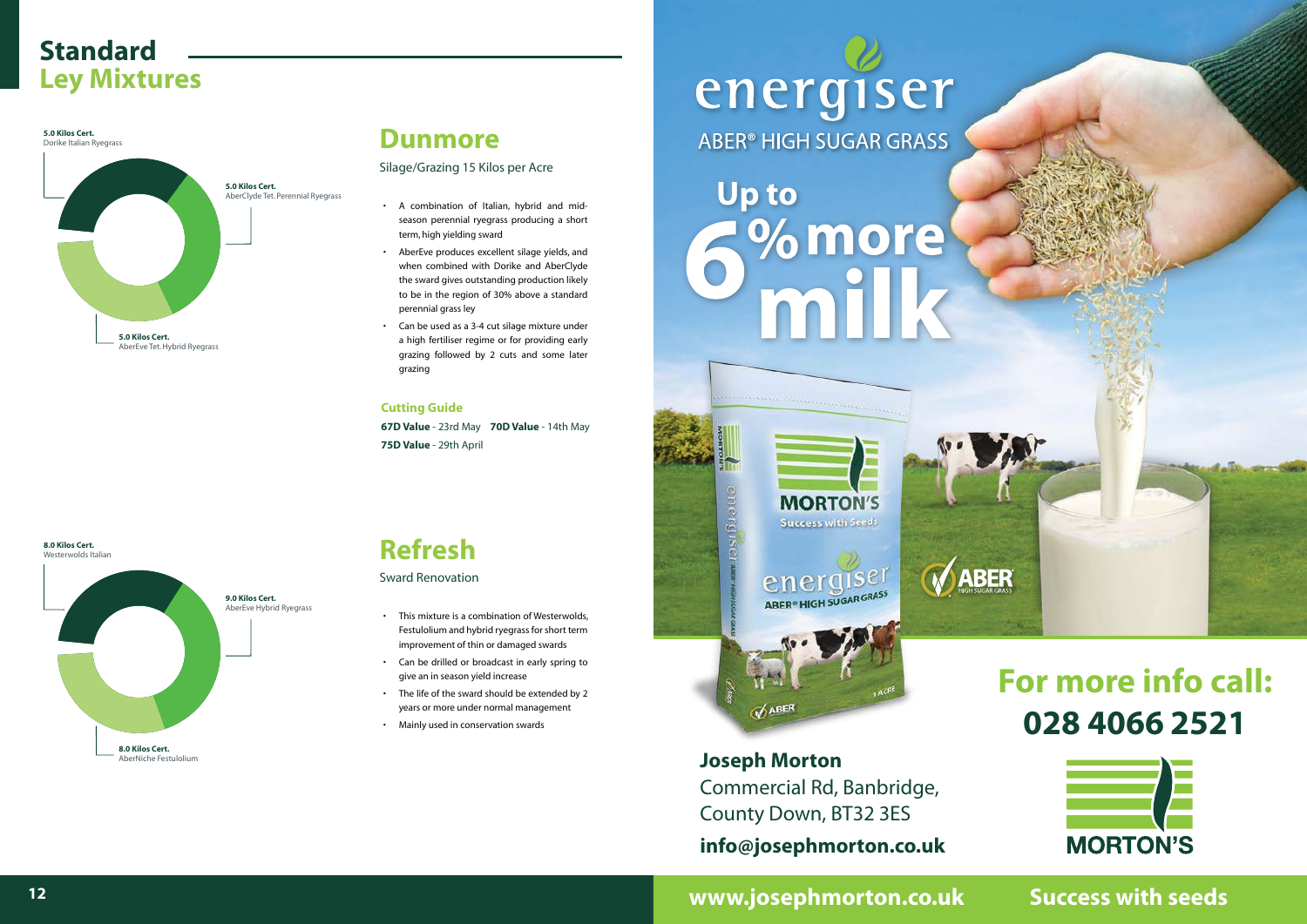# Standard Ley Mixtures

## Dunmore

5.0 Kilos Cert.
Dorike Italian Ryegrass

5.0 Kilos Cert.
AberClyde Tet. Perennial Ryegrass

5.0 Kilos Cert.
AberEve Tet. Hybrid Ryegrass

Silage/Grazing 15 Kilos per Acre

- A combination of Italian, hybrid and mid-season perennial ryegrass producing a short term, high yielding sward
- AberEve produces excellent silage yields, and when combined with Dorike and AberClyde the sward gives outstanding production likely to be in the region of 30% above a standard perennial grass ley
- Can be used as a 3-4 cut silage mixture under a high fertiliser regime or for providing early grazing followed by 2 cuts and some later grazing

**Cutting Guide**

**67D Value** - 23rd May **70D Value** - 14th May
**75D Value** - 29th April

## Refresh

8.0 Kilos Cert.
Westerwolds Italian

9.0 Kilos Cert.
AberEve Hybrid Ryegrass

8.0 Kilos Cert.
AberNiche Festulolium

Sward Renovation

- This mixture is a combination of Westerwolds, Festulolium and hybrid ryegrass for short term improvement of thin or damaged swards
- Can be drilled or broadcast in early spring to give an in season yield increase
- The life of the sward should be extended by 2 years or more under normal management
- Mainly used in conservation swards

# energiser

ABER® HIGH SUGAR GRASS

**Up to 6% more milk**

## For more info call: 028 4066 2521

**Joseph Morton**
Commercial Rd, Banbridge,
County Down, BT32 3ES
**info@josephmorton.co.uk**

MORTON'S

**www.josephmorton.co.uk** **Success with seeds**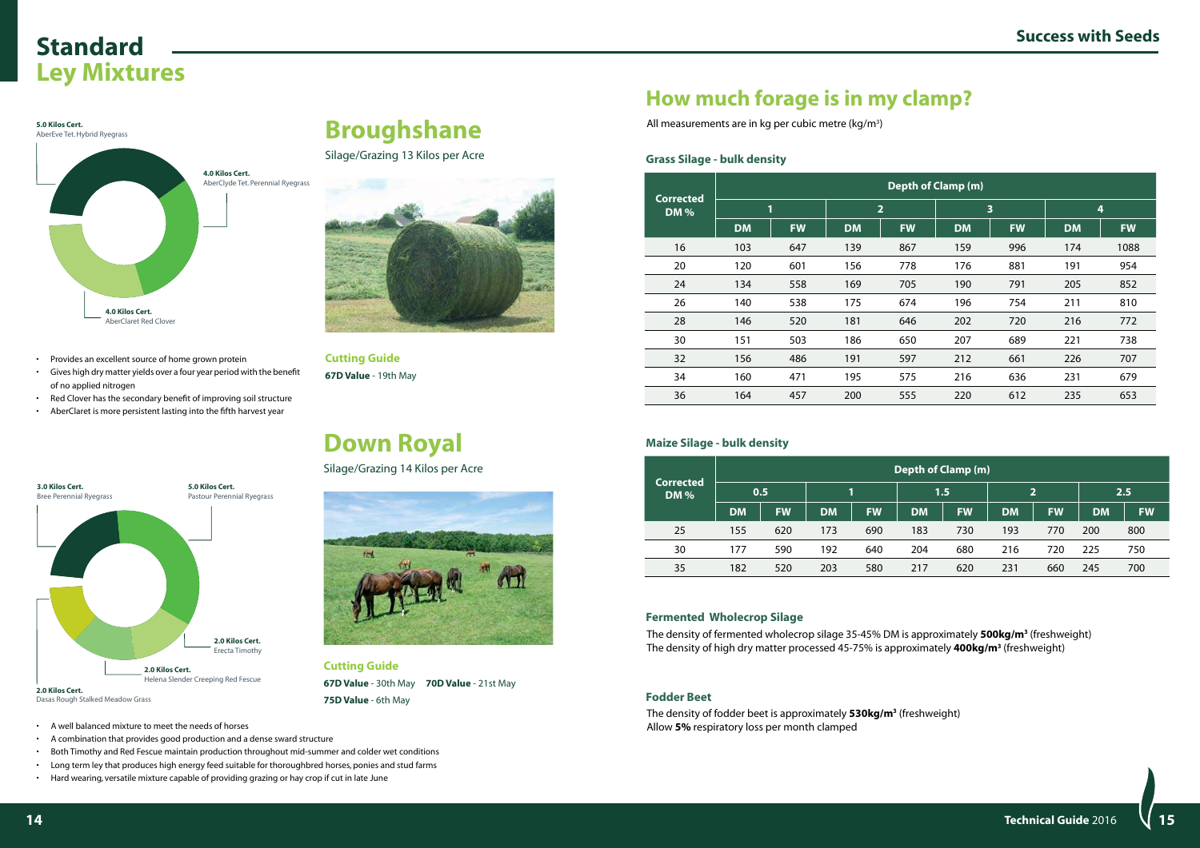# Standard Ley Mixtures

## Broughshane

Silage/Grazing 13 Kilos per Acre

5.0 Kilos Cert.
AberEve Tet. Hybrid Ryegrass

4.0 Kilos Cert.
AberClyde Tet. Perennial Ryegrass

4.0 Kilos Cert.
AberClaret Red Clover

- Provides an excellent source of home grown protein
- Gives high dry matter yields over a four year period with the benefit of no applied nitrogen
- Red Clover has the secondary benefit of improving soil structure
- AberClaret is more persistent lasting into the fifth harvest year

**Cutting Guide**

**67D Value** - 19th May

## Down Royal

Silage/Grazing 14 Kilos per Acre

3.0 Kilos Cert.
Bree Perennial Ryegrass

5.0 Kilos Cert.
Pastour Perennial Ryegrass

2.0 Kilos Cert.
Erecta Timothy

2.0 Kilos Cert.
Helena Slender Creeping Red Fescue

2.0 Kilos Cert.
Dasas Rough Stalked Meadow Grass

- A well balanced mixture to meet the needs of horses
- A combination that provides good production and a dense sward structure
- Both Timothy and Red Fescue maintain production throughout mid-summer and colder wet conditions
- Long term ley that produces high energy feed suitable for thoroughbred horses, ponies and stud farms
- Hard wearing, versatile mixture capable of providing grazing or hay crop if cut in late June

**Cutting Guide**

**67D Value** - 30th May **70D Value** - 21st May

**75D Value** - 6th May

# How much forage is in my clamp?

All measurements are in kg per cubic metre (kg/m$^3$)

### Grass Silage - bulk density

| Corrected DM % | Depth of Clamp (m) | | | | | | | |
|---|---|---|---|---|---|---|---|---|
| | 1 | | 2 | | 3 | | 4 | |
| | DM | FW | DM | FW | DM | FW | DM | FW |
| 16 | 103 | 647 | 139 | 867 | 159 | 996 | 174 | 1088 |
| 20 | 120 | 601 | 156 | 778 | 176 | 881 | 191 | 954 |
| 24 | 134 | 558 | 169 | 705 | 190 | 791 | 205 | 852 |
| 26 | 140 | 538 | 175 | 674 | 196 | 754 | 211 | 810 |
| 28 | 146 | 520 | 181 | 646 | 202 | 720 | 216 | 772 |
| 30 | 151 | 503 | 186 | 650 | 207 | 689 | 221 | 738 |
| 32 | 156 | 486 | 191 | 597 | 212 | 661 | 226 | 707 |
| 34 | 160 | 471 | 195 | 575 | 216 | 636 | 231 | 679 |
| 36 | 164 | 457 | 200 | 555 | 220 | 612 | 235 | 653 |

### Maize Silage - bulk density

| Corrected DM % | Depth of Clamp (m) | | | | | | | | | |
|---|---|---|---|---|---|---|---|---|---|---|
| | 0.5 | | 1 | | 1.5 | | 2 | | 2.5 | |
| | DM | FW | DM | FW | DM | FW | DM | FW | DM | FW |
| 25 | 155 | 620 | 173 | 690 | 183 | 730 | 193 | 770 | 200 | 800 |
| 30 | 177 | 590 | 192 | 640 | 204 | 680 | 216 | 720 | 225 | 750 |
| 35 | 182 | 520 | 203 | 580 | 217 | 620 | 231 | 660 | 245 | 700 |

### Fermented Wholecrop Silage

The density of fermented wholecrop silage 35-45% DM is approximately **500kg/m$^3$** (freshweight)
The density of high dry matter processed 45-75% is approximately **400kg/m$^3$** (freshweight)

### Fodder Beet

The density of fodder beet is approximately **530kg/m$^3$** (freshweight)
Allow **5%** respiratory loss per month clamped